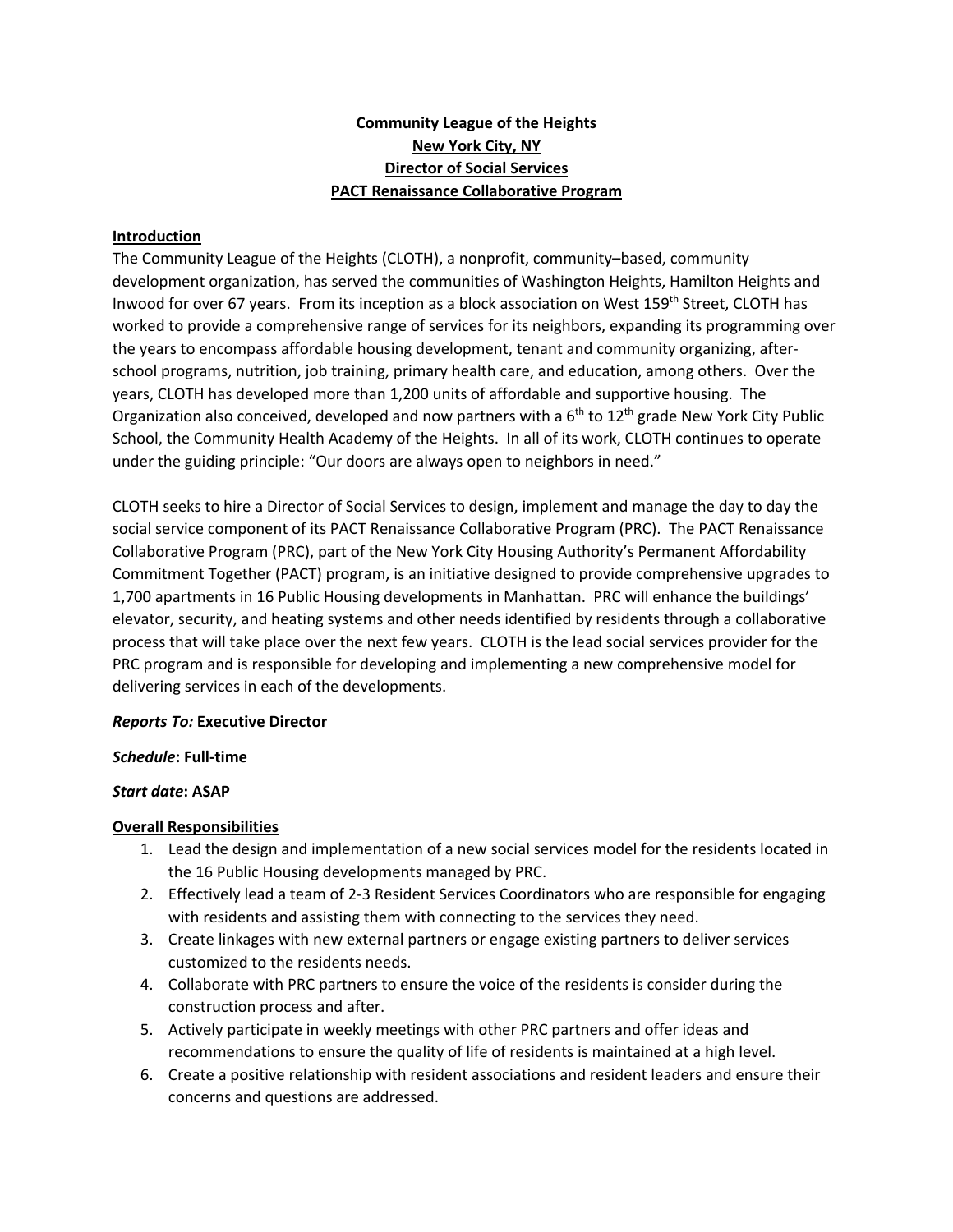**Community League of the Heights**
**New York City, NY**
**Director of Social Services**
**PACT Renaissance Collaborative Program**

## Introduction

The Community League of the Heights (CLOTH), a nonprofit, community–based, community development organization, has served the communities of Washington Heights, Hamilton Heights and Inwood for over 67 years. From its inception as a block association on West 159th Street, CLOTH has worked to provide a comprehensive range of services for its neighbors, expanding its programming over the years to encompass affordable housing development, tenant and community organizing, after-school programs, nutrition, job training, primary health care, and education, among others. Over the years, CLOTH has developed more than 1,200 units of affordable and supportive housing. The Organization also conceived, developed and now partners with a 6th to 12th grade New York City Public School, the Community Health Academy of the Heights. In all of its work, CLOTH continues to operate under the guiding principle: "Our doors are always open to neighbors in need."

CLOTH seeks to hire a Director of Social Services to design, implement and manage the day to day the social service component of its PACT Renaissance Collaborative Program (PRC). The PACT Renaissance Collaborative Program (PRC), part of the New York City Housing Authority's Permanent Affordability Commitment Together (PACT) program, is an initiative designed to provide comprehensive upgrades to 1,700 apartments in 16 Public Housing developments in Manhattan. PRC will enhance the buildings' elevator, security, and heating systems and other needs identified by residents through a collaborative process that will take place over the next few years. CLOTH is the lead social services provider for the PRC program and is responsible for developing and implementing a new comprehensive model for delivering services in each of the developments.

***Reports To:* Executive Director**

***Schedule*: Full-time**

***Start date*: ASAP**

## Overall Responsibilities

1. Lead the design and implementation of a new social services model for the residents located in the 16 Public Housing developments managed by PRC.
2. Effectively lead a team of 2-3 Resident Services Coordinators who are responsible for engaging with residents and assisting them with connecting to the services they need.
3. Create linkages with new external partners or engage existing partners to deliver services customized to the residents needs.
4. Collaborate with PRC partners to ensure the voice of the residents is consider during the construction process and after.
5. Actively participate in weekly meetings with other PRC partners and offer ideas and recommendations to ensure the quality of life of residents is maintained at a high level.
6. Create a positive relationship with resident associations and resident leaders and ensure their concerns and questions are addressed.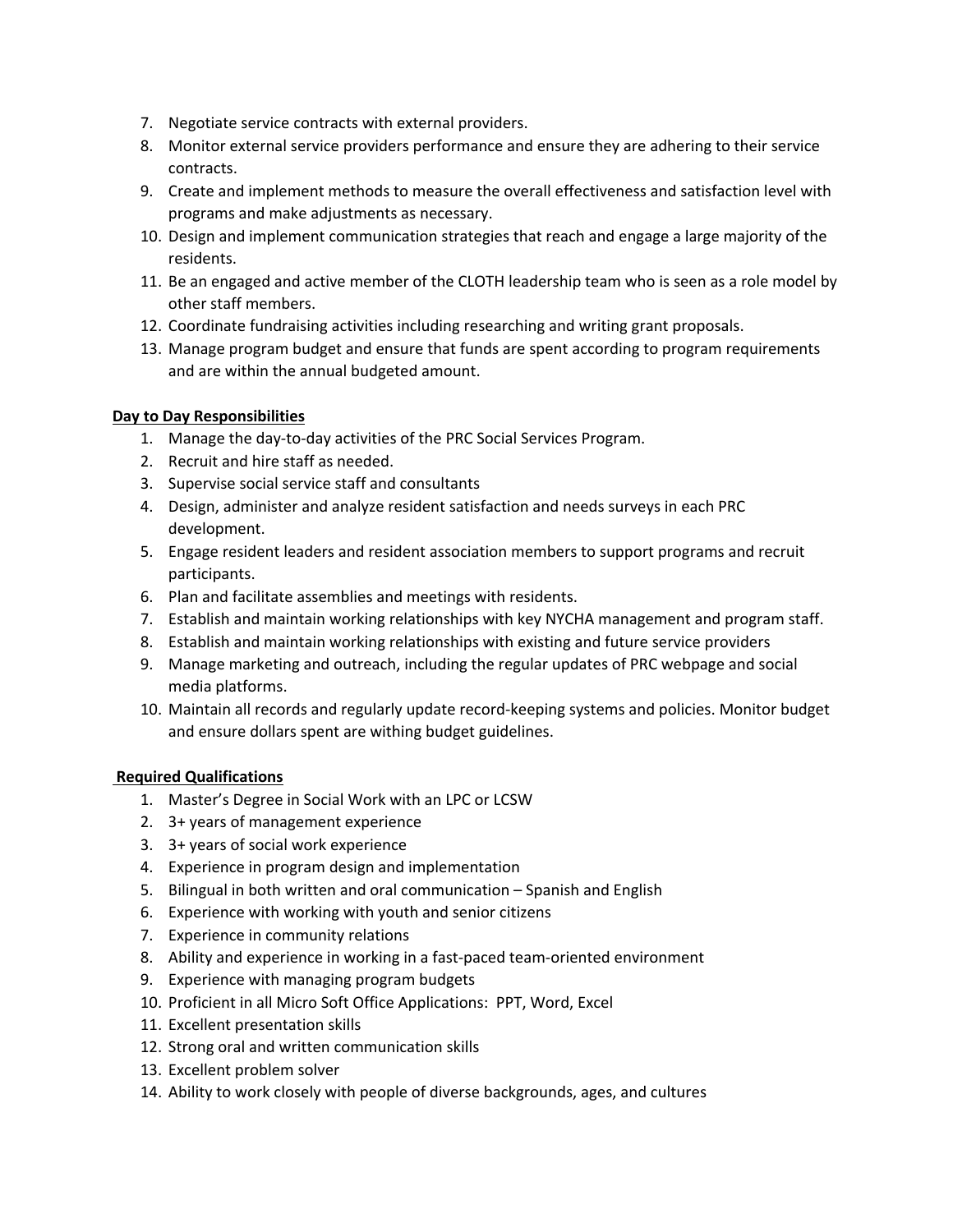7. Negotiate service contracts with external providers.
8. Monitor external service providers performance and ensure they are adhering to their service contracts.
9. Create and implement methods to measure the overall effectiveness and satisfaction level with programs and make adjustments as necessary.
10. Design and implement communication strategies that reach and engage a large majority of the residents.
11. Be an engaged and active member of the CLOTH leadership team who is seen as a role model by other staff members.
12. Coordinate fundraising activities including researching and writing grant proposals.
13. Manage program budget and ensure that funds are spent according to program requirements and are within the annual budgeted amount.

**Day to Day Responsibilities**

1. Manage the day-to-day activities of the PRC Social Services Program.
2. Recruit and hire staff as needed.
3. Supervise social service staff and consultants
4. Design, administer and analyze resident satisfaction and needs surveys in each PRC development.
5. Engage resident leaders and resident association members to support programs and recruit participants.
6. Plan and facilitate assemblies and meetings with residents.
7. Establish and maintain working relationships with key NYCHA management and program staff.
8. Establish and maintain working relationships with existing and future service providers
9. Manage marketing and outreach, including the regular updates of PRC webpage and social media platforms.
10. Maintain all records and regularly update record-keeping systems and policies. Monitor budget and ensure dollars spent are withing budget guidelines.

**Required Qualifications**

1. Master's Degree in Social Work with an LPC or LCSW
2. 3+ years of management experience
3. 3+ years of social work experience
4. Experience in program design and implementation
5. Bilingual in both written and oral communication – Spanish and English
6. Experience with working with youth and senior citizens
7. Experience in community relations
8. Ability and experience in working in a fast-paced team-oriented environment
9. Experience with managing program budgets
10. Proficient in all Micro Soft Office Applications: PPT, Word, Excel
11. Excellent presentation skills
12. Strong oral and written communication skills
13. Excellent problem solver
14. Ability to work closely with people of diverse backgrounds, ages, and cultures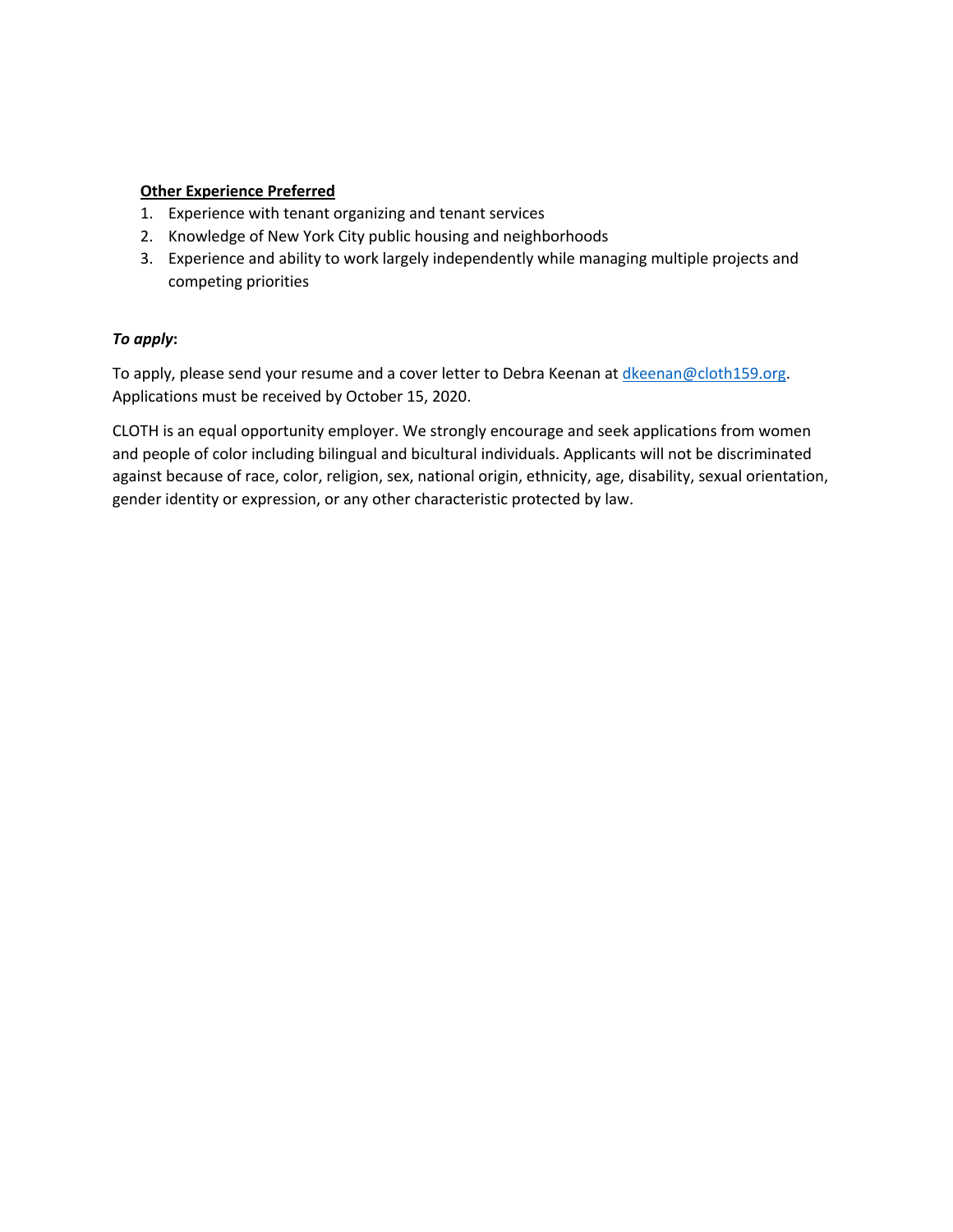**Other Experience Preferred**

1. Experience with tenant organizing and tenant services
2. Knowledge of New York City public housing and neighborhoods
3. Experience and ability to work largely independently while managing multiple projects and competing priorities

***To apply*:**

To apply, please send your resume and a cover letter to Debra Keenan at [dkeenan@cloth159.org](mailto:dkeenan@cloth159.org). Applications must be received by October 15, 2020.

CLOTH is an equal opportunity employer. We strongly encourage and seek applications from women and people of color including bilingual and bicultural individuals. Applicants will not be discriminated against because of race, color, religion, sex, national origin, ethnicity, age, disability, sexual orientation, gender identity or expression, or any other characteristic protected by law.